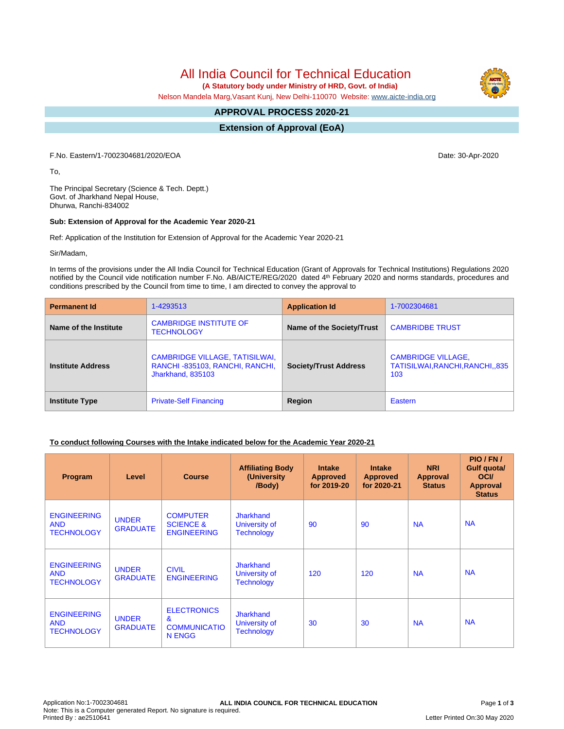# All India Council for Technical Education

**(A Statutory body under Ministry of HRD, Govt. of India)**

Nelson Mandela Marg,Vasant Kunj, New Delhi-110070 Website: www.aicte-india.org

## APPROVAL PROCESS 2020-21

## Extension of Approval (EoA)

F.No. Eastern/1-7002304681/2020/EOA

Date: 30-Apr-2020

To,

The Principal Secretary (Science & Tech. Deptt.)
Govt. of Jharkhand Nepal House,
Dhurwa, Ranchi-834002

**Sub: Extension of Approval for the Academic Year 2020-21**

Ref: Application of the Institution for Extension of Approval for the Academic Year 2020-21

Sir/Madam,

In terms of the provisions under the All India Council for Technical Education (Grant of Approvals for Technical Institutions) Regulations 2020 notified by the Council vide notification number F.No. AB/AICTE/REG/2020 dated 4th February 2020 and norms standards, procedures and conditions prescribed by the Council from time to time, I am directed to convey the approval to

| **Permanent Id** | 1-4293513 | **Application Id** | 1-7002304681 |
|---|---|---|---|
| **Name of the Institute** | CAMBRIDGE INSTITUTE OF TECHNOLOGY | **Name of the Society/Trust** | CAMBRIDBE TRUST |
| **Institute Address** | CAMBRIDGE VILLAGE, TATISILWAI, RANCHI -835103, RANCHI, RANCHI, Jharkhand, 835103 | **Society/Trust Address** | CAMBRIDGE VILLAGE, TATISILWAI,RANCHI,RANCHI,,835 103 |
| **Institute Type** | Private-Self Financing | **Region** | Eastern |

**To conduct following Courses with the Intake indicated below for the Academic Year 2020-21**

| Program | Level | Course | Affiliating Body (University /Body) | Intake Approved for 2019-20 | Intake Approved for 2020-21 | NRI Approval Status | PIO / FN / Gulf quota/ OCI/ Approval Status |
|---|---|---|---|---|---|---|---|
| ENGINEERING AND TECHNOLOGY | UNDER GRADUATE | COMPUTER SCIENCE & ENGINEERING | Jharkhand University of Technology | 90 | 90 | NA | NA |
| ENGINEERING AND TECHNOLOGY | UNDER GRADUATE | CIVIL ENGINEERING | Jharkhand University of Technology | 120 | 120 | NA | NA |
| ENGINEERING AND TECHNOLOGY | UNDER GRADUATE | ELECTRONICS & COMMUNICATION ENGG | Jharkhand University of Technology | 30 | 30 | NA | NA |

Application No:1-7002304681
Note: This is a Computer generated Report. No signature is required.
Printed By : ae2510641

Letter Printed On:30 May 2020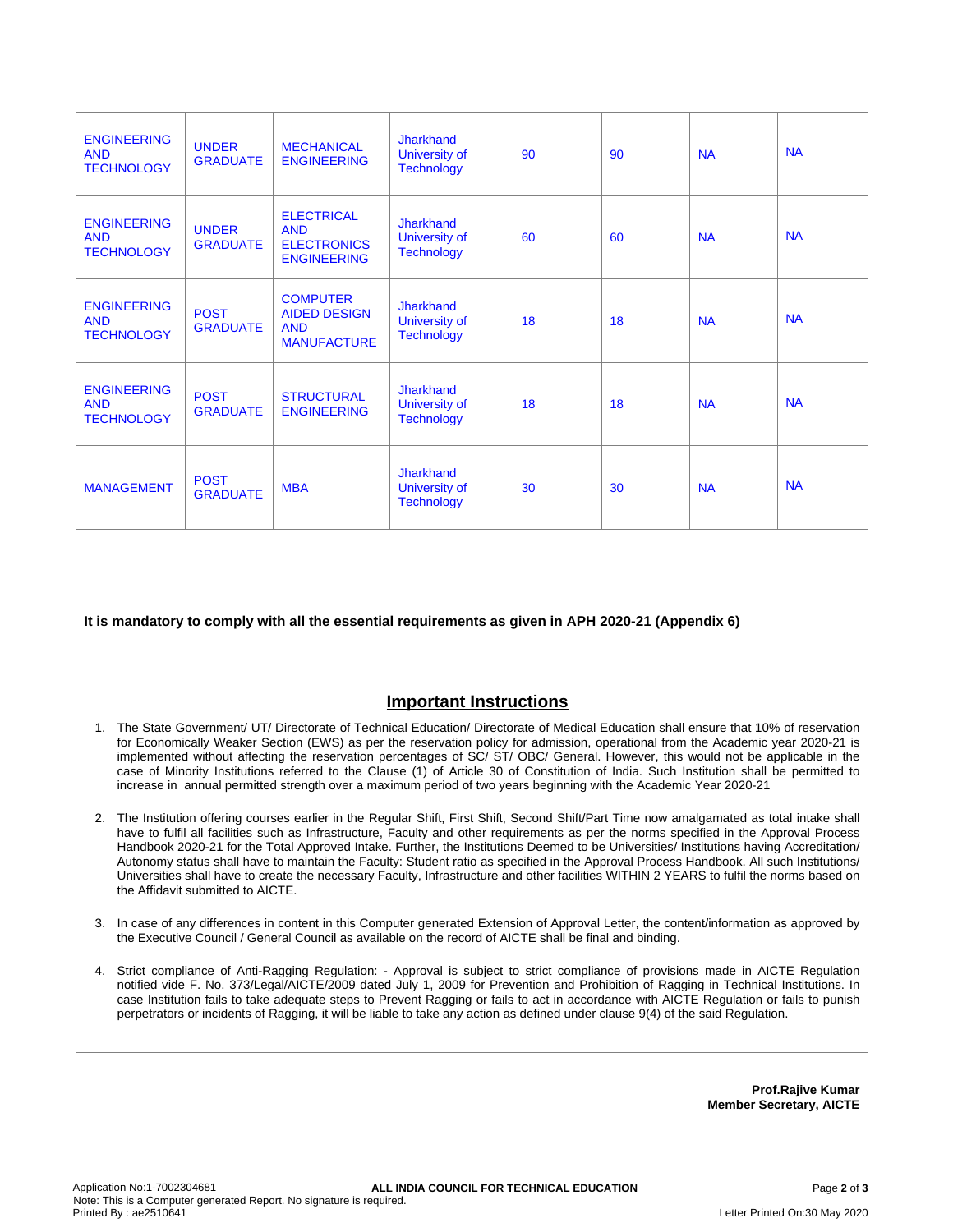| | | | | | | | |
|---|---|---|---|---|---|---|---|
| ENGINEERING AND TECHNOLOGY | UNDER GRADUATE | MECHANICAL ENGINEERING | Jharkhand University of Technology | 90 | 90 | NA | NA |
| ENGINEERING AND TECHNOLOGY | UNDER GRADUATE | ELECTRICAL AND ELECTRONICS ENGINEERING | Jharkhand University of Technology | 60 | 60 | NA | NA |
| ENGINEERING AND TECHNOLOGY | POST GRADUATE | COMPUTER AIDED DESIGN AND MANUFACTURE | Jharkhand University of Technology | 18 | 18 | NA | NA |
| ENGINEERING AND TECHNOLOGY | POST GRADUATE | STRUCTURAL ENGINEERING | Jharkhand University of Technology | 18 | 18 | NA | NA |
| MANAGEMENT | POST GRADUATE | MBA | Jharkhand University of Technology | 30 | 30 | NA | NA |

**It is mandatory to comply with all the essential requirements as given in APH 2020-21 (Appendix 6)**

## Important Instructions

1. The State Government/ UT/ Directorate of Technical Education/ Directorate of Medical Education shall ensure that 10% of reservation for Economically Weaker Section (EWS) as per the reservation policy for admission, operational from the Academic year 2020-21 is implemented without affecting the reservation percentages of SC/ ST/ OBC/ General. However, this would not be applicable in the case of Minority Institutions referred to the Clause (1) of Article 30 of Constitution of India. Such Institution shall be permitted to increase in annual permitted strength over a maximum period of two years beginning with the Academic Year 2020-21
2. The Institution offering courses earlier in the Regular Shift, First Shift, Second Shift/Part Time now amalgamated as total intake shall have to fulfil all facilities such as Infrastructure, Faculty and other requirements as per the norms specified in the Approval Process Handbook 2020-21 for the Total Approved Intake. Further, the Institutions Deemed to be Universities/ Institutions having Accreditation/ Autonomy status shall have to maintain the Faculty: Student ratio as specified in the Approval Process Handbook. All such Institutions/ Universities shall have to create the necessary Faculty, Infrastructure and other facilities WITHIN 2 YEARS to fulfil the norms based on the Affidavit submitted to AICTE.
3. In case of any differences in content in this Computer generated Extension of Approval Letter, the content/information as approved by the Executive Council / General Council as available on the record of AICTE shall be final and binding.
4. Strict compliance of Anti-Ragging Regulation: - Approval is subject to strict compliance of provisions made in AICTE Regulation notified vide F. No. 373/Legal/AICTE/2009 dated July 1, 2009 for Prevention and Prohibition of Ragging in Technical Institutions. In case Institution fails to take adequate steps to Prevent Ragging or fails to act in accordance with AICTE Regulation or fails to punish perpetrators or incidents of Ragging, it will be liable to take any action as defined under clause 9(4) of the said Regulation.

**Prof.Rajive Kumar**
**Member Secretary, AICTE**

Application No:1-7002304681
Note: This is a Computer generated Report. No signature is required.
Printed By : ae2510641
**ALL INDIA COUNCIL FOR TECHNICAL EDUCATION**
Letter Printed On:30 May 2020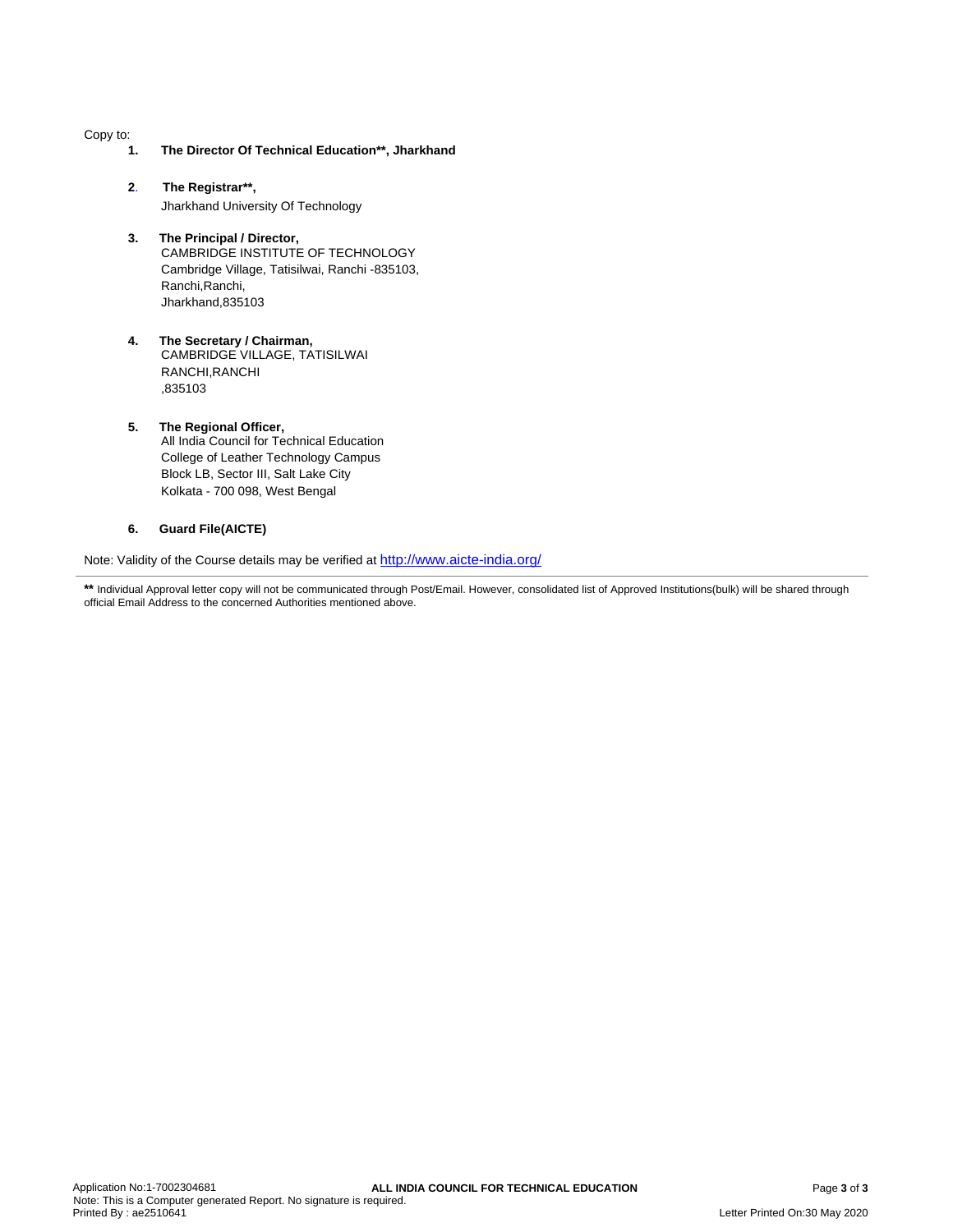Copy to:

1. **The Director Of Technical Education**, Jharkhand**

2. **The Registrar**,**
   Jharkhand University Of Technology

3. **The Principal / Director,**
   CAMBRIDGE INSTITUTE OF TECHNOLOGY
   Cambridge Village, Tatisilwai, Ranchi -835103,
   Ranchi,Ranchi,
   Jharkhand,835103

4. **The Secretary / Chairman,**
   CAMBRIDGE VILLAGE, TATISILWAI
   RANCHI,RANCHI
   ,835103

5. **The Regional Officer,**
   All India Council for Technical Education
   College of Leather Technology Campus
   Block LB, Sector III, Salt Lake City
   Kolkata - 700 098, West Bengal

6. **Guard File(AICTE)**

Note: Validity of the Course details may be verified at http://www.aicte-india.org/

---

**** Individual Approval letter copy will not be communicated through Post/Email. However, consolidated list of Approved Institutions(bulk) will be shared through official Email Address to the concerned Authorities mentioned above.

Application No:1-7002304681
Note: This is a Computer generated Report. No signature is required.
Printed By : ae2510641

**ALL INDIA COUNCIL FOR TECHNICAL EDUCATION**

Letter Printed On:30 May 2020